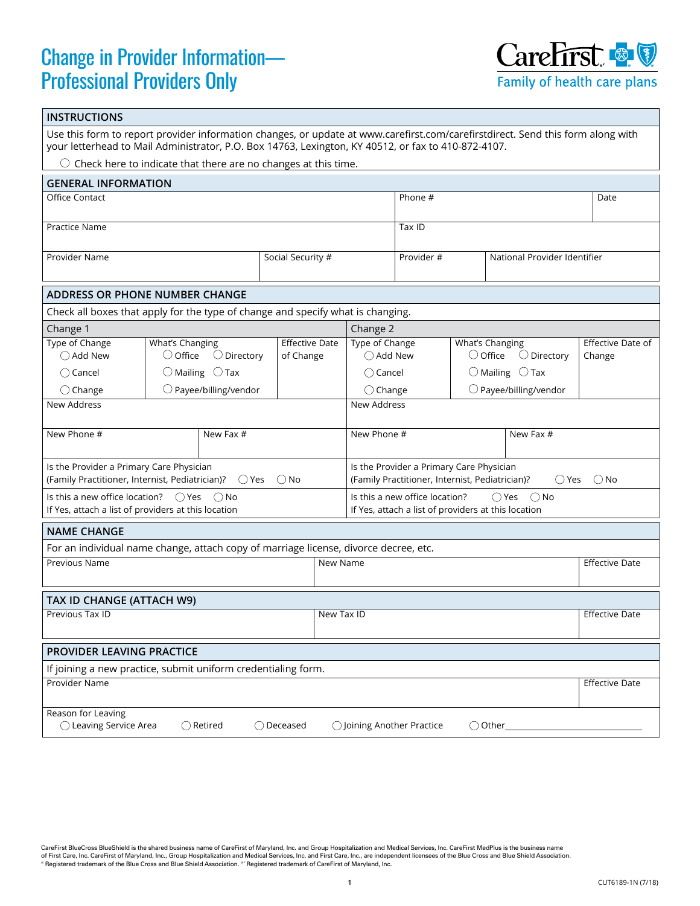# Change in Provider Information—Professional Providers Only

CareFirst
Family of health care plans

## INSTRUCTIONS

Use this form to report provider information changes, or update at www.carefirst.com/carefirstdirect. Send this form along with your letterhead to Mail Administrator, P.O. Box 14763, Lexington, KY 40512, or fax to 410-872-4107.

◯ Check here to indicate that there are no changes at this time.

## GENERAL INFORMATION

| Office Contact | | Phone # | Date |
|---|---|---|---|
| Practice Name | | Tax ID | |
| Provider Name | Social Security # | Provider # | National Provider Identifier |

## ADDRESS OR PHONE NUMBER CHANGE

Check all boxes that apply for the type of change and specify what is changing.

| Change 1 | | | Change 2 | | |
|---|---|---|---|---|---|
| Type of Change<br>◯ Add New<br>◯ Cancel<br>◯ Change | What's Changing<br>◯ Office ◯ Directory<br>◯ Mailing ◯ Tax<br>◯ Payee/billing/vendor | Effective Date of Change | Type of Change<br>◯ Add New<br>◯ Cancel<br>◯ Change | What's Changing<br>◯ Office ◯ Directory<br>◯ Mailing ◯ Tax<br>◯ Payee/billing/vendor | Effective Date of Change |
| New Address | | | New Address | | |
| New Phone # | New Fax # | | New Phone # | New Fax # | |
| Is the Provider a Primary Care Physician (Family Practitioner, Internist, Pediatrician)? ◯ Yes ◯ No | | | Is the Provider a Primary Care Physician (Family Practitioner, Internist, Pediatrician)? ◯ Yes ◯ No | | |
| Is this a new office location? ◯ Yes ◯ No<br>If Yes, attach a list of providers at this location | | | Is this a new office location? ◯ Yes ◯ No<br>If Yes, attach a list of providers at this location | | |

## NAME CHANGE

For an individual name change, attach copy of marriage license, divorce decree, etc.

| Previous Name | New Name | Effective Date |
|---|---|---|
| | | |

## TAX ID CHANGE (ATTACH W9)

| Previous Tax ID | New Tax ID | Effective Date |
|---|---|---|
| | | |

## PROVIDER LEAVING PRACTICE

If joining a new practice, submit uniform credentialing form.

| Provider Name | Effective Date |
|---|---|
| | |

Reason for Leaving
◯ Leaving Service Area ◯ Retired ◯ Deceased ◯ Joining Another Practice ◯ Other____________________

CareFirst BlueCross BlueShield is the shared business name of CareFirst of Maryland, Inc. and Group Hospitalization and Medical Services, Inc. CareFirst MedPlus is the business name of First Care, Inc. CareFirst of Maryland, Inc., Group Hospitalization and Medical Services, Inc. and First Care, Inc., are independent licensees of the Blue Cross and Blue Shield Association.
® Registered trademark of the Blue Cross and Blue Shield Association. ®´ Registered trademark of CareFirst of Maryland, Inc.

CUT6189-1N (7/18)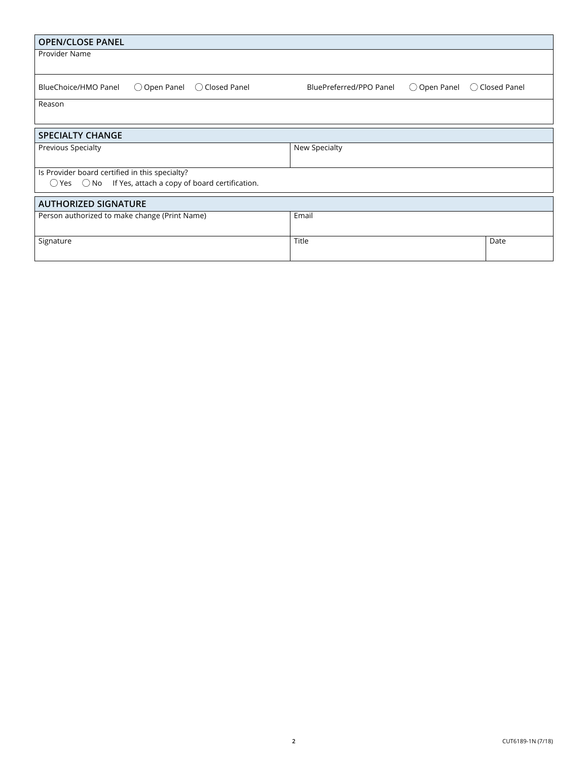## OPEN/CLOSE PANEL

Provider Name

BlueChoice/HMO Panel ◯ Open Panel ◯ Closed Panel

BluePreferred/PPO Panel ◯ Open Panel ◯ Closed Panel

Reason

## SPECIALTY CHANGE

| Previous Specialty | New Specialty |
| --- | --- |
| | |

Is Provider board certified in this specialty?
◯ Yes ◯ No If Yes, attach a copy of board certification.

## AUTHORIZED SIGNATURE

| Person authorized to make change (Print Name) | Email | |
| --- | --- | --- |
| Signature | Title | Date |

CUT6189-1N (7/18)